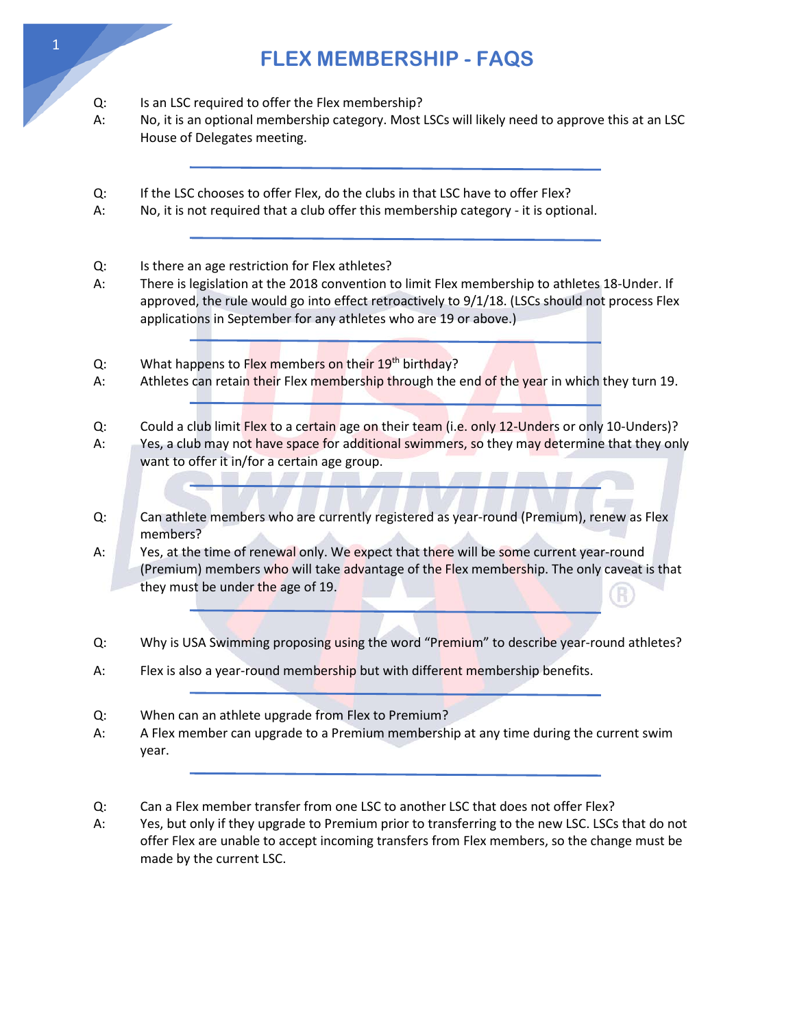# FLEX MEMBERSHIP - FAQS

Q: Is an LSC required to offer the Flex membership?

A: No, it is an optional membership category. Most LSCs will likely need to approve this at an LSC House of Delegates meeting.

---

Q: If the LSC chooses to offer Flex, do the clubs in that LSC have to offer Flex?

A: No, it is not required that a club offer this membership category - it is optional.

---

Q: Is there an age restriction for Flex athletes?

A: There is legislation at the 2018 convention to limit Flex membership to athletes 18-Under. If approved, the rule would go into effect retroactively to 9/1/18. (LSCs should not process Flex applications in September for any athletes who are 19 or above.)

---

Q: What happens to Flex members on their 19th birthday?

A: Athletes can retain their Flex membership through the end of the year in which they turn 19.

---

Q: Could a club limit Flex to a certain age on their team (i.e. only 12-Unders or only 10-Unders)?

A: Yes, a club may not have space for additional swimmers, so they may determine that they only want to offer it in/for a certain age group.

---

Q: Can athlete members who are currently registered as year-round (Premium), renew as Flex members?

A: Yes, at the time of renewal only. We expect that there will be some current year-round (Premium) members who will take advantage of the Flex membership. The only caveat is that they must be under the age of 19.

---

Q: Why is USA Swimming proposing using the word "Premium" to describe year-round athletes?

A: Flex is also a year-round membership but with different membership benefits.

---

Q: When can an athlete upgrade from Flex to Premium?

A: A Flex member can upgrade to a Premium membership at any time during the current swim year.

---

Q: Can a Flex member transfer from one LSC to another LSC that does not offer Flex?

A: Yes, but only if they upgrade to Premium prior to transferring to the new LSC. LSCs that do not offer Flex are unable to accept incoming transfers from Flex members, so the change must be made by the current LSC.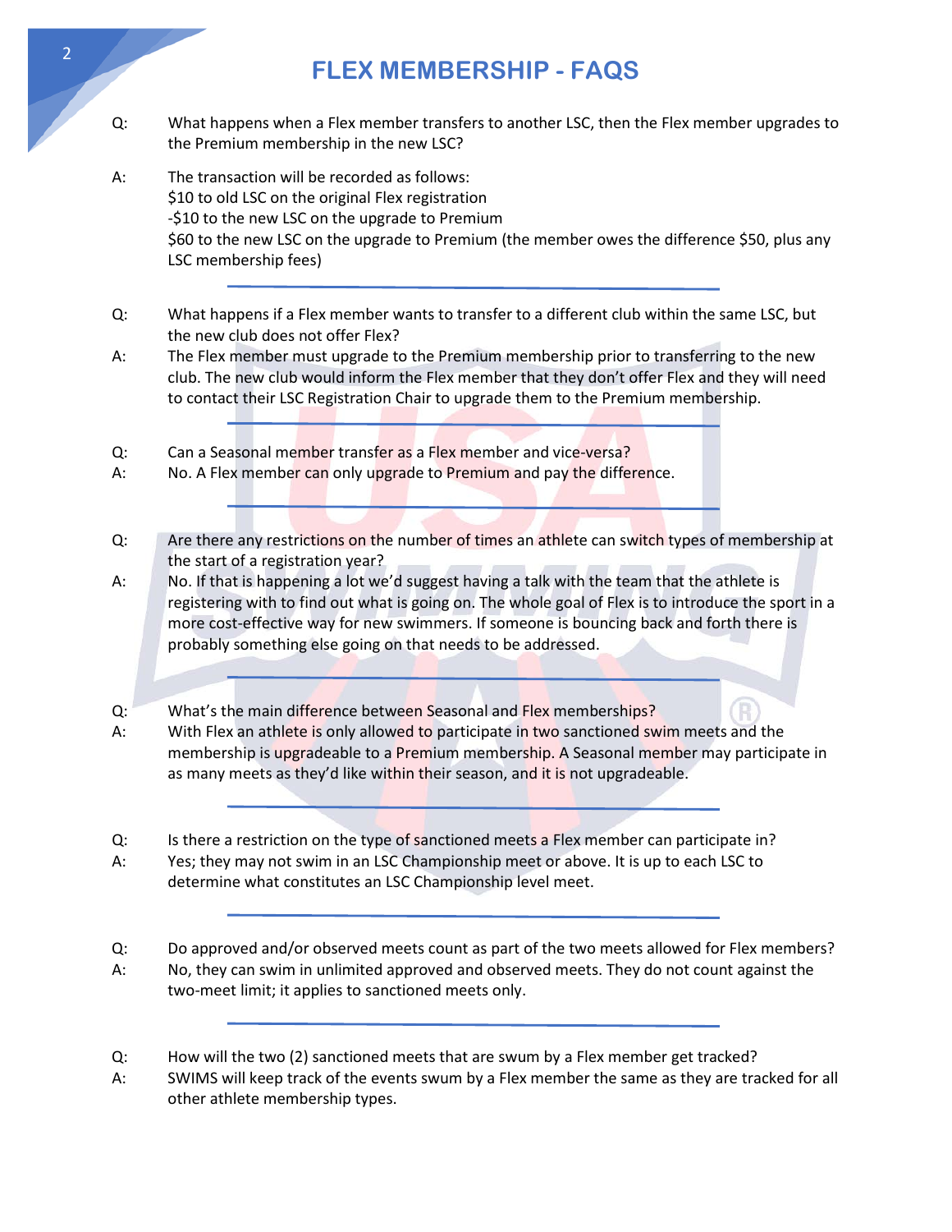# FLEX MEMBERSHIP - FAQS

Q: What happens when a Flex member transfers to another LSC, then the Flex member upgrades to the Premium membership in the new LSC?

A: The transaction will be recorded as follows:
$10 to old LSC on the original Flex registration
-$10 to the new LSC on the upgrade to Premium
$60 to the new LSC on the upgrade to Premium (the member owes the difference $50, plus any LSC membership fees)

---

Q: What happens if a Flex member wants to transfer to a different club within the same LSC, but the new club does not offer Flex?

A: The Flex member must upgrade to the Premium membership prior to transferring to the new club. The new club would inform the Flex member that they don't offer Flex and they will need to contact their LSC Registration Chair to upgrade them to the Premium membership.

---

Q: Can a Seasonal member transfer as a Flex member and vice-versa?

A: No. A Flex member can only upgrade to Premium and pay the difference.

---

Q: Are there any restrictions on the number of times an athlete can switch types of membership at the start of a registration year?

A: No. If that is happening a lot we'd suggest having a talk with the team that the athlete is registering with to find out what is going on. The whole goal of Flex is to introduce the sport in a more cost-effective way for new swimmers. If someone is bouncing back and forth there is probably something else going on that needs to be addressed.

---

Q: What's the main difference between Seasonal and Flex memberships?

A: With Flex an athlete is only allowed to participate in two sanctioned swim meets and the membership is upgradeable to a Premium membership. A Seasonal member may participate in as many meets as they'd like within their season, and it is not upgradeable.

---

Q: Is there a restriction on the type of sanctioned meets a Flex member can participate in?

A: Yes; they may not swim in an LSC Championship meet or above. It is up to each LSC to determine what constitutes an LSC Championship level meet.

---

Q: Do approved and/or observed meets count as part of the two meets allowed for Flex members?

A: No, they can swim in unlimited approved and observed meets. They do not count against the two-meet limit; it applies to sanctioned meets only.

---

Q: How will the two (2) sanctioned meets that are swum by a Flex member get tracked?

A: SWIMS will keep track of the events swum by a Flex member the same as they are tracked for all other athlete membership types.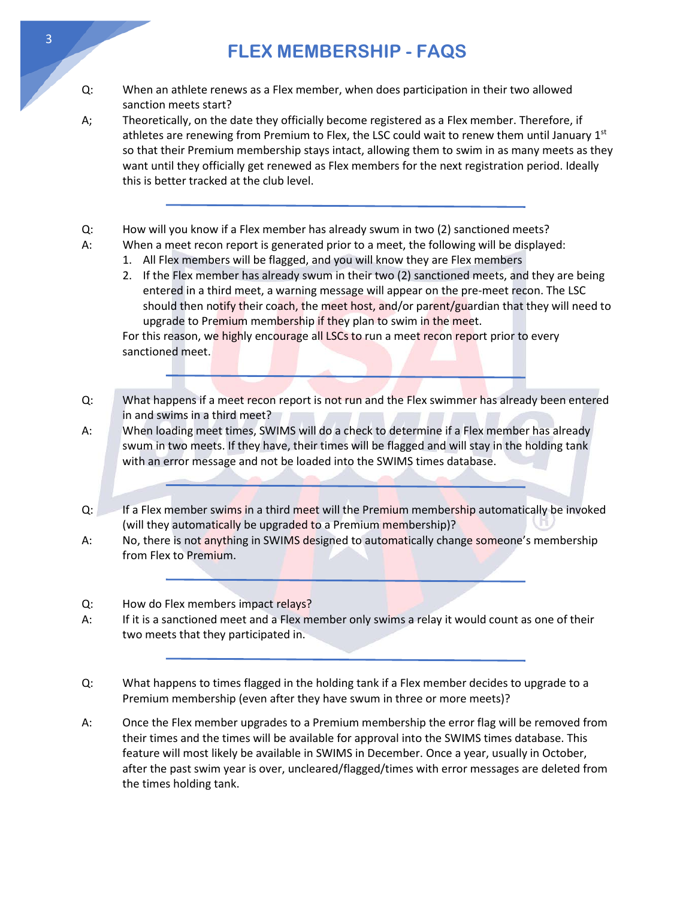# FLEX MEMBERSHIP - FAQS

Q: When an athlete renews as a Flex member, when does participation in their two allowed sanction meets start?

A; Theoretically, on the date they officially become registered as a Flex member. Therefore, if athletes are renewing from Premium to Flex, the LSC could wait to renew them until January 1st so that their Premium membership stays intact, allowing them to swim in as many meets as they want until they officially get renewed as Flex members for the next registration period. Ideally this is better tracked at the club level.

---

Q: How will you know if a Flex member has already swum in two (2) sanctioned meets?

A: When a meet recon report is generated prior to a meet, the following will be displayed:

1. All Flex members will be flagged, and you will know they are Flex members
2. If the Flex member has already swum in their two (2) sanctioned meets, and they are being entered in a third meet, a warning message will appear on the pre-meet recon. The LSC should then notify their coach, the meet host, and/or parent/guardian that they will need to upgrade to Premium membership if they plan to swim in the meet.

For this reason, we highly encourage all LSCs to run a meet recon report prior to every sanctioned meet.

---

Q: What happens if a meet recon report is not run and the Flex swimmer has already been entered in and swims in a third meet?

A: When loading meet times, SWIMS will do a check to determine if a Flex member has already swum in two meets. If they have, their times will be flagged and will stay in the holding tank with an error message and not be loaded into the SWIMS times database.

---

Q: If a Flex member swims in a third meet will the Premium membership automatically be invoked (will they automatically be upgraded to a Premium membership)?

A: No, there is not anything in SWIMS designed to automatically change someone's membership from Flex to Premium.

---

Q: How do Flex members impact relays?

A: If it is a sanctioned meet and a Flex member only swims a relay it would count as one of their two meets that they participated in.

---

Q: What happens to times flagged in the holding tank if a Flex member decides to upgrade to a Premium membership (even after they have swum in three or more meets)?

A: Once the Flex member upgrades to a Premium membership the error flag will be removed from their times and the times will be available for approval into the SWIMS times database. This feature will most likely be available in SWIMS in December. Once a year, usually in October, after the past swim year is over, uncleared/flagged/times with error messages are deleted from the times holding tank.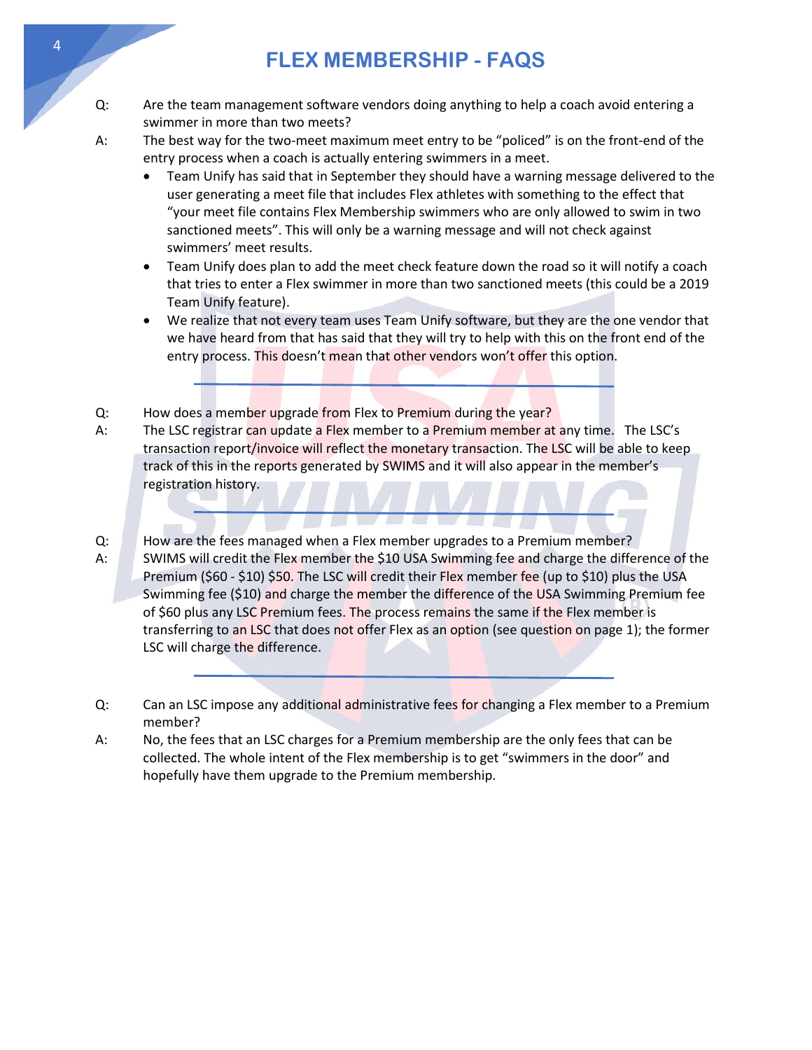# FLEX MEMBERSHIP - FAQS

Q: Are the team management software vendors doing anything to help a coach avoid entering a swimmer in more than two meets?

A: The best way for the two-meet maximum meet entry to be "policed" is on the front-end of the entry process when a coach is actually entering swimmers in a meet.

- Team Unify has said that in September they should have a warning message delivered to the user generating a meet file that includes Flex athletes with something to the effect that "your meet file contains Flex Membership swimmers who are only allowed to swim in two sanctioned meets". This will only be a warning message and will not check against swimmers' meet results.
- Team Unify does plan to add the meet check feature down the road so it will notify a coach that tries to enter a Flex swimmer in more than two sanctioned meets (this could be a 2019 Team Unify feature).
- We realize that not every team uses Team Unify software, but they are the one vendor that we have heard from that has said that they will try to help with this on the front end of the entry process. This doesn't mean that other vendors won't offer this option.

---

Q: How does a member upgrade from Flex to Premium during the year?

A: The LSC registrar can update a Flex member to a Premium member at any time. The LSC's transaction report/invoice will reflect the monetary transaction. The LSC will be able to keep track of this in the reports generated by SWIMS and it will also appear in the member's registration history.

---

Q: How are the fees managed when a Flex member upgrades to a Premium member?

A: SWIMS will credit the Flex member the $10 USA Swimming fee and charge the difference of the Premium ($60 - $10) $50. The LSC will credit their Flex member fee (up to $10) plus the USA Swimming fee ($10) and charge the member the difference of the USA Swimming Premium fee of $60 plus any LSC Premium fees. The process remains the same if the Flex member is transferring to an LSC that does not offer Flex as an option (see question on page 1); the former LSC will charge the difference.

---

Q: Can an LSC impose any additional administrative fees for changing a Flex member to a Premium member?

A: No, the fees that an LSC charges for a Premium membership are the only fees that can be collected. The whole intent of the Flex membership is to get "swimmers in the door" and hopefully have them upgrade to the Premium membership.